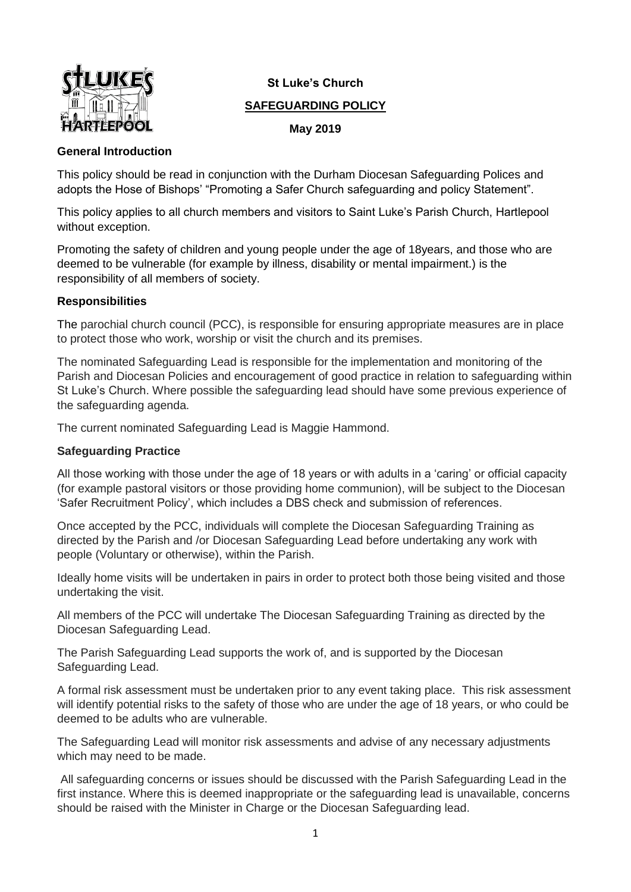**St Luke's Church**

**SAFEGUARDING POLICY**

**May 2019**

## General Introduction

This policy should be read in conjunction with the Durham Diocesan Safeguarding Polices and adopts the Hose of Bishops' "Promoting a Safer Church safeguarding and policy Statement".

This policy applies to all church members and visitors to Saint Luke's Parish Church, Hartlepool without exception.

Promoting the safety of children and young people under the age of 18years, and those who are deemed to be vulnerable (for example by illness, disability or mental impairment.) is the responsibility of all members of society.

## Responsibilities

The parochial church council (PCC), is responsible for ensuring appropriate measures are in place to protect those who work, worship or visit the church and its premises.

The nominated Safeguarding Lead is responsible for the implementation and monitoring of the Parish and Diocesan Policies and encouragement of good practice in relation to safeguarding within St Luke's Church. Where possible the safeguarding lead should have some previous experience of the safeguarding agenda.

The current nominated Safeguarding Lead is Maggie Hammond.

## Safeguarding Practice

All those working with those under the age of 18 years or with adults in a 'caring' or official capacity (for example pastoral visitors or those providing home communion), will be subject to the Diocesan 'Safer Recruitment Policy', which includes a DBS check and submission of references.

Once accepted by the PCC, individuals will complete the Diocesan Safeguarding Training as directed by the Parish and /or Diocesan Safeguarding Lead before undertaking any work with people (Voluntary or otherwise), within the Parish.

Ideally home visits will be undertaken in pairs in order to protect both those being visited and those undertaking the visit.

All members of the PCC will undertake The Diocesan Safeguarding Training as directed by the Diocesan Safeguarding Lead.

The Parish Safeguarding Lead supports the work of, and is supported by the Diocesan Safeguarding Lead.

A formal risk assessment must be undertaken prior to any event taking place. This risk assessment will identify potential risks to the safety of those who are under the age of 18 years, or who could be deemed to be adults who are vulnerable.

The Safeguarding Lead will monitor risk assessments and advise of any necessary adjustments which may need to be made.

All safeguarding concerns or issues should be discussed with the Parish Safeguarding Lead in the first instance. Where this is deemed inappropriate or the safeguarding lead is unavailable, concerns should be raised with the Minister in Charge or the Diocesan Safeguarding lead.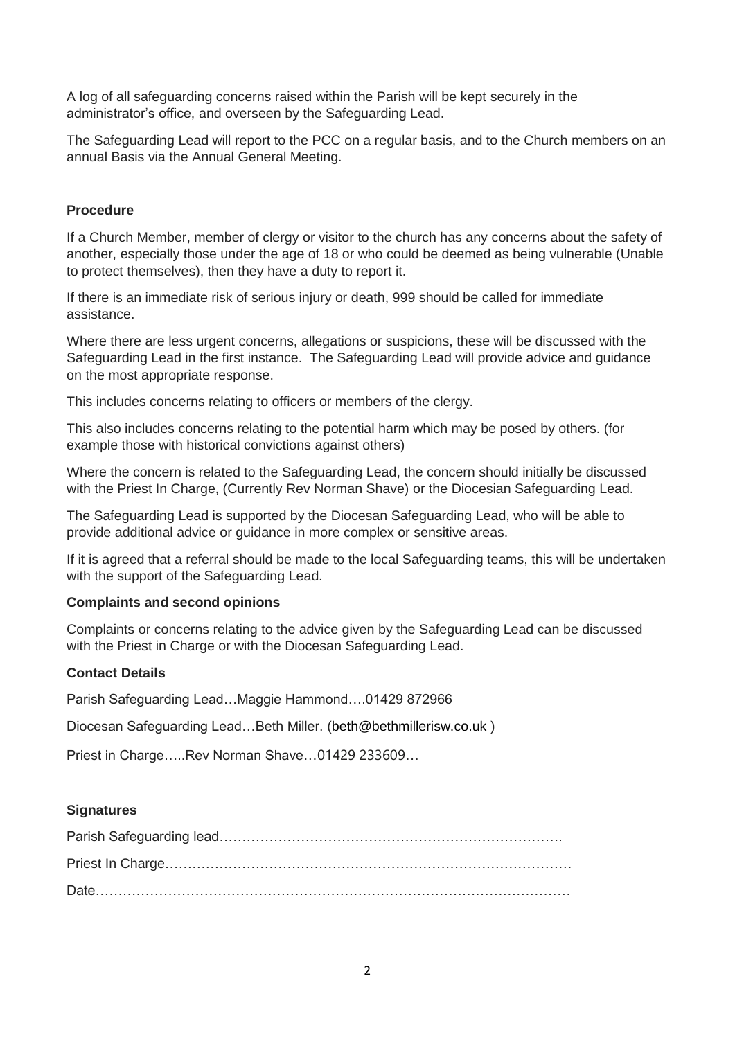A log of all safeguarding concerns raised within the Parish will be kept securely in the administrator's office, and overseen by the Safeguarding Lead.

The Safeguarding Lead will report to the PCC on a regular basis, and to the Church members on an annual Basis via the Annual General Meeting.

**Procedure**

If a Church Member, member of clergy or visitor to the church has any concerns about the safety of another, especially those under the age of 18 or who could be deemed as being vulnerable (Unable to protect themselves), then they have a duty to report it.

If there is an immediate risk of serious injury or death, 999 should be called for immediate assistance.

Where there are less urgent concerns, allegations or suspicions, these will be discussed with the Safeguarding Lead in the first instance. The Safeguarding Lead will provide advice and guidance on the most appropriate response.

This includes concerns relating to officers or members of the clergy.

This also includes concerns relating to the potential harm which may be posed by others. (for example those with historical convictions against others)

Where the concern is related to the Safeguarding Lead, the concern should initially be discussed with the Priest In Charge, (Currently Rev Norman Shave) or the Diocesian Safeguarding Lead.

The Safeguarding Lead is supported by the Diocesan Safeguarding Lead, who will be able to provide additional advice or guidance in more complex or sensitive areas.

If it is agreed that a referral should be made to the local Safeguarding teams, this will be undertaken with the support of the Safeguarding Lead.

**Complaints and second opinions**

Complaints or concerns relating to the advice given by the Safeguarding Lead can be discussed with the Priest in Charge or with the Diocesan Safeguarding Lead.

**Contact Details**

Parish Safeguarding Lead…Maggie Hammond….01429 872966

Diocesan Safeguarding Lead…Beth Miller. (beth@bethmillerisw.co.uk )

Priest in Charge…..Rev Norman Shave…01429 233609…

**Signatures**

Parish Safeguarding lead…………………………………………………………………….

Priest In Charge……………………………………………………………………………

Date………………………………………………………………………………………